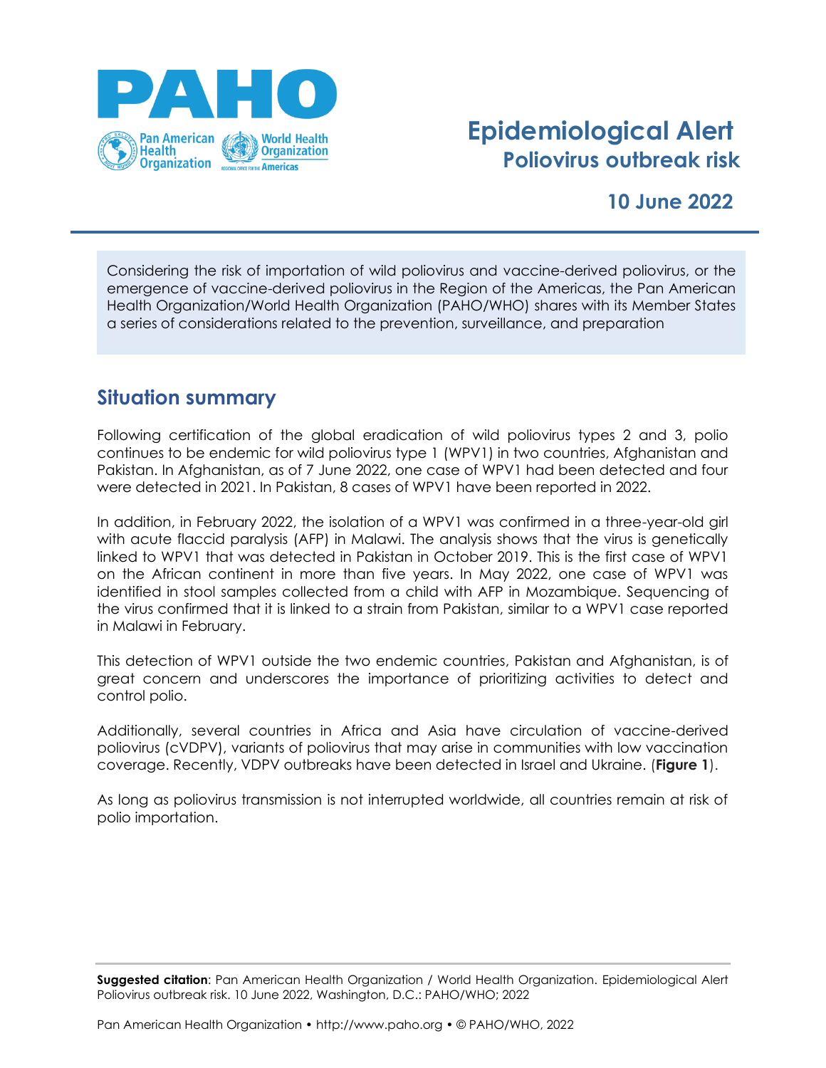# Epidemiological Alert

## Poliovirus outbreak risk

**10 June 2022**

Considering the risk of importation of wild poliovirus and vaccine-derived poliovirus, or the emergence of vaccine-derived poliovirus in the Region of the Americas, the Pan American Health Organization/World Health Organization (PAHO/WHO) shares with its Member States a series of considerations related to the prevention, surveillance, and preparation

## Situation summary

Following certification of the global eradication of wild poliovirus types 2 and 3, polio continues to be endemic for wild poliovirus type 1 (WPV1) in two countries, Afghanistan and Pakistan. In Afghanistan, as of 7 June 2022, one case of WPV1 had been detected and four were detected in 2021. In Pakistan, 8 cases of WPV1 have been reported in 2022.

In addition, in February 2022, the isolation of a WPV1 was confirmed in a three-year-old girl with acute flaccid paralysis (AFP) in Malawi. The analysis shows that the virus is genetically linked to WPV1 that was detected in Pakistan in October 2019. This is the first case of WPV1 on the African continent in more than five years. In May 2022, one case of WPV1 was identified in stool samples collected from a child with AFP in Mozambique. Sequencing of the virus confirmed that it is linked to a strain from Pakistan, similar to a WPV1 case reported in Malawi in February.

This detection of WPV1 outside the two endemic countries, Pakistan and Afghanistan, is of great concern and underscores the importance of prioritizing activities to detect and control polio.

Additionally, several countries in Africa and Asia have circulation of vaccine-derived poliovirus (cVDPV), variants of poliovirus that may arise in communities with low vaccination coverage. Recently, VDPV outbreaks have been detected in Israel and Ukraine. (**Figure 1**).

As long as poliovirus transmission is not interrupted worldwide, all countries remain at risk of polio importation.

**Suggested citation**: Pan American Health Organization / World Health Organization. Epidemiological Alert Poliovirus outbreak risk. 10 June 2022, Washington, D.C.: PAHO/WHO; 2022

Pan American Health Organization • http://www.paho.org • © PAHO/WHO, 2022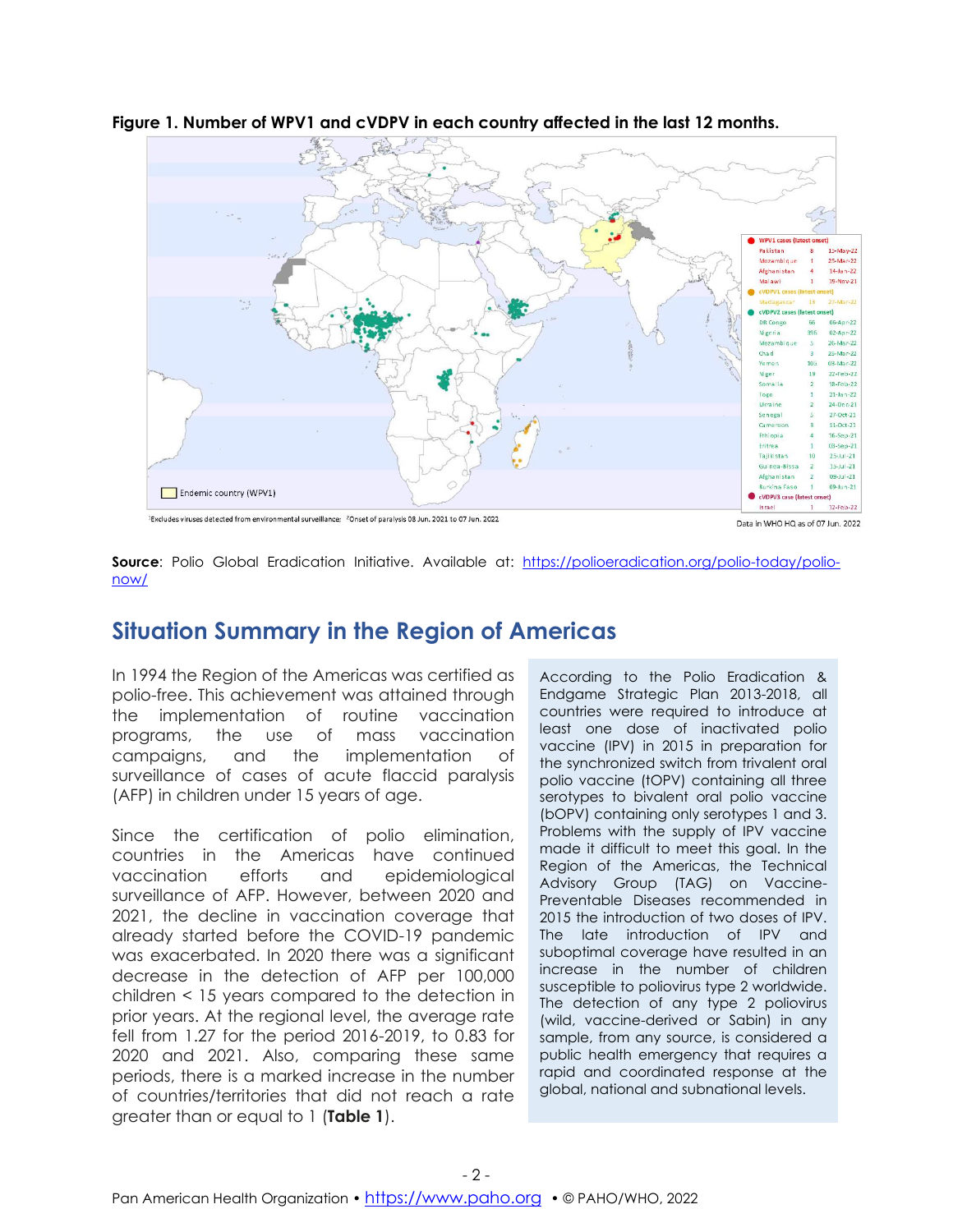**Figure 1. Number of WPV1 and cVDPV in each country affected in the last 12 months.**

**Source**: Polio Global Eradication Initiative. Available at: https://polioeradication.org/polio-today/polio-now/

## Situation Summary in the Region of Americas

In 1994 the Region of the Americas was certified as polio-free. This achievement was attained through the implementation of routine vaccination programs, the use of mass vaccination campaigns, and the implementation of surveillance of cases of acute flaccid paralysis (AFP) in children under 15 years of age.

Since the certification of polio elimination, countries in the Americas have continued vaccination efforts and epidemiological surveillance of AFP. However, between 2020 and 2021, the decline in vaccination coverage that already started before the COVID-19 pandemic was exacerbated. In 2020 there was a significant decrease in the detection of AFP per 100,000 children < 15 years compared to the detection in prior years. At the regional level, the average rate fell from 1.27 for the period 2016-2019, to 0.83 for 2020 and 2021. Also, comparing these same periods, there is a marked increase in the number of countries/territories that did not reach a rate greater than or equal to 1 (**Table 1**).

According to the Polio Eradication & Endgame Strategic Plan 2013-2018, all countries were required to introduce at least one dose of inactivated polio vaccine (IPV) in 2015 in preparation for the synchronized switch from trivalent oral polio vaccine (tOPV) containing all three serotypes to bivalent oral polio vaccine (bOPV) containing only serotypes 1 and 3. Problems with the supply of IPV vaccine made it difficult to meet this goal. In the Region of the Americas, the Technical Advisory Group (TAG) on Vaccine-Preventable Diseases recommended in 2015 the introduction of two doses of IPV. The late introduction of IPV and suboptimal coverage have resulted in an increase in the number of children susceptible to poliovirus type 2 worldwide. The detection of any type 2 poliovirus (wild, vaccine-derived or Sabin) in any sample, from any source, is considered a public health emergency that requires a rapid and coordinated response at the global, national and subnational levels.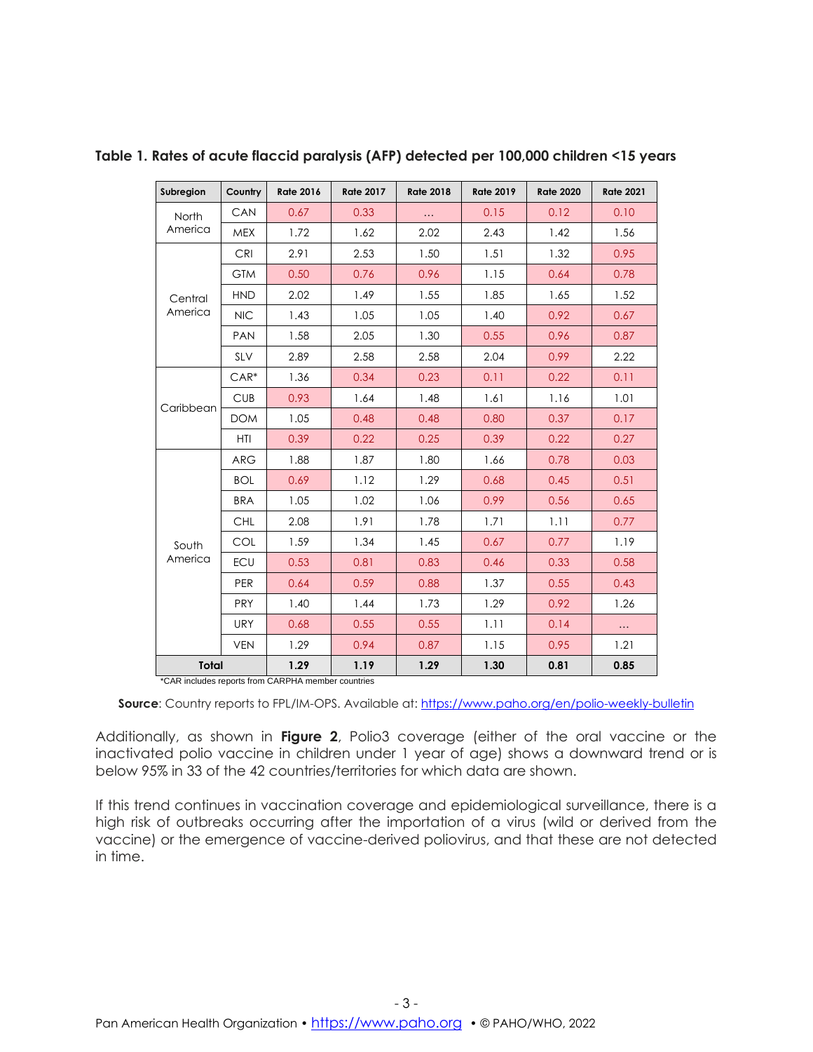**Table 1. Rates of acute flaccid paralysis (AFP) detected per 100,000 children <15 years**

| Subregion | Country | Rate 2016 | Rate 2017 | Rate 2018 | Rate 2019 | Rate 2020 | Rate 2021 |
|---|---|---|---|---|---|---|---|
| North America | CAN | 0.67 | 0.33 | ... | 0.15 | 0.12 | 0.10 |
| | MEX | 1.72 | 1.62 | 2.02 | 2.43 | 1.42 | 1.56 |
| Central America | CRI | 2.91 | 2.53 | 1.50 | 1.51 | 1.32 | 0.95 |
| | GTM | 0.50 | 0.76 | 0.96 | 1.15 | 0.64 | 0.78 |
| | HND | 2.02 | 1.49 | 1.55 | 1.85 | 1.65 | 1.52 |
| | NIC | 1.43 | 1.05 | 1.05 | 1.40 | 0.92 | 0.67 |
| | PAN | 1.58 | 2.05 | 1.30 | 0.55 | 0.96 | 0.87 |
| | SLV | 2.89 | 2.58 | 2.58 | 2.04 | 0.99 | 2.22 |
| Caribbean | CAR* | 1.36 | 0.34 | 0.23 | 0.11 | 0.22 | 0.11 |
| | CUB | 0.93 | 1.64 | 1.48 | 1.61 | 1.16 | 1.01 |
| | DOM | 1.05 | 0.48 | 0.48 | 0.80 | 0.37 | 0.17 |
| | HTI | 0.39 | 0.22 | 0.25 | 0.39 | 0.22 | 0.27 |
| South America | ARG | 1.88 | 1.87 | 1.80 | 1.66 | 0.78 | 0.03 |
| | BOL | 0.69 | 1.12 | 1.29 | 0.68 | 0.45 | 0.51 |
| | BRA | 1.05 | 1.02 | 1.06 | 0.99 | 0.56 | 0.65 |
| | CHL | 2.08 | 1.91 | 1.78 | 1.71 | 1.11 | 0.77 |
| | COL | 1.59 | 1.34 | 1.45 | 0.67 | 0.77 | 1.19 |
| | ECU | 0.53 | 0.81 | 0.83 | 0.46 | 0.33 | 0.58 |
| | PER | 0.64 | 0.59 | 0.88 | 1.37 | 0.55 | 0.43 |
| | PRY | 1.40 | 1.44 | 1.73 | 1.29 | 0.92 | 1.26 |
| | URY | 0.68 | 0.55 | 0.55 | 1.11 | 0.14 | ... |
| | VEN | 1.29 | 0.94 | 0.87 | 1.15 | 0.95 | 1.21 |
| **Total** | | **1.29** | **1.19** | **1.29** | **1.30** | **0.81** | **0.85** |

*CAR includes reports from CARPHA member countries

**Source**: Country reports to FPL/IM-OPS. Available at: https://www.paho.org/en/polio-weekly-bulletin

Additionally, as shown in **Figure 2**, Polio3 coverage (either of the oral vaccine or the inactivated polio vaccine in children under 1 year of age) shows a downward trend or is below 95% in 33 of the 42 countries/territories for which data are shown.

If this trend continues in vaccination coverage and epidemiological surveillance, there is a high risk of outbreaks occurring after the importation of a virus (wild or derived from the vaccine) or the emergence of vaccine-derived poliovirus, and that these are not detected in time.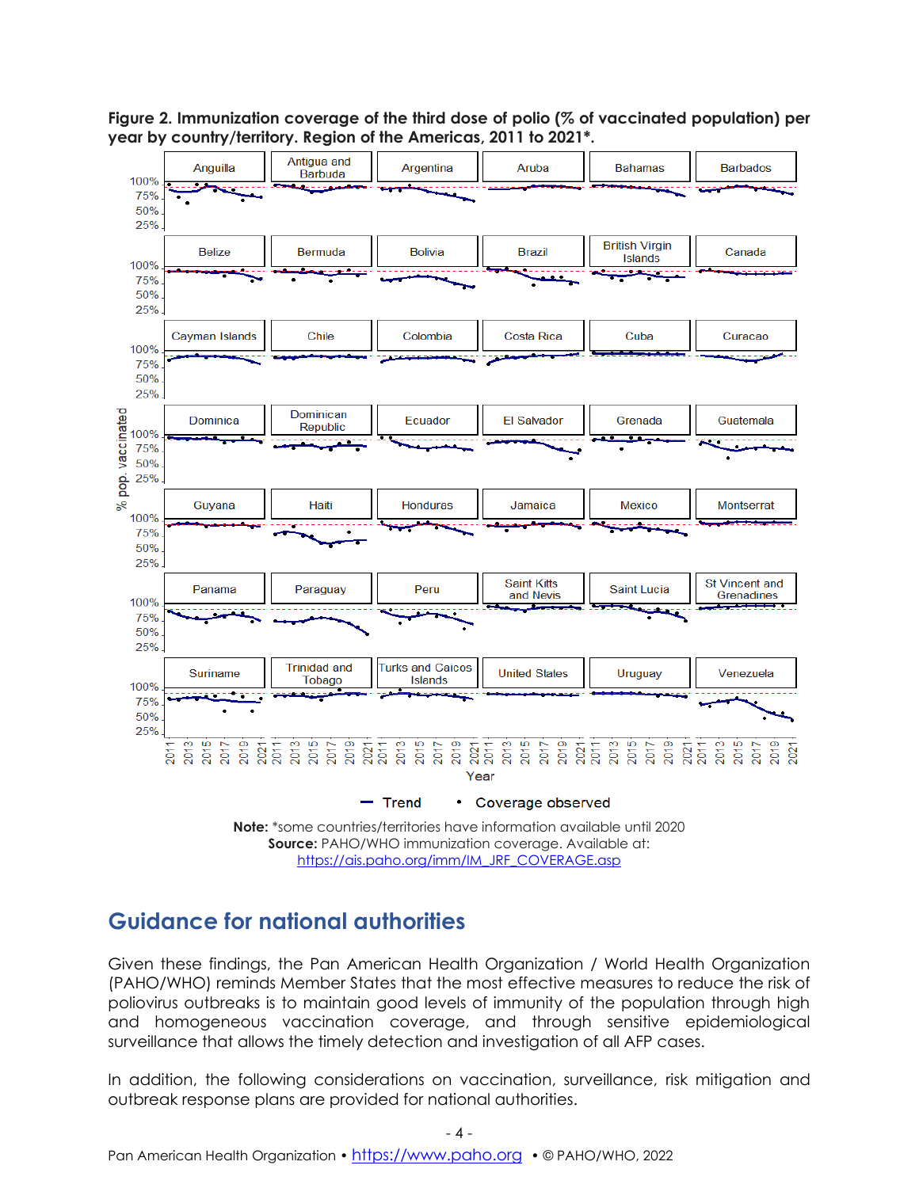**Figure 2. Immunization coverage of the third dose of polio (% of vaccinated population) per year by country/territory. Region of the Americas, 2011 to 2021*.**

**Note:** *some countries/territories have information available until 2020
**Source:** PAHO/WHO immunization coverage. Available at: https://ais.paho.org/imm/IM_JRF_COVERAGE.asp

## Guidance for national authorities

Given these findings, the Pan American Health Organization / World Health Organization (PAHO/WHO) reminds Member States that the most effective measures to reduce the risk of poliovirus outbreaks is to maintain good levels of immunity of the population through high and homogeneous vaccination coverage, and through sensitive epidemiological surveillance that allows the timely detection and investigation of all AFP cases.

In addition, the following considerations on vaccination, surveillance, risk mitigation and outbreak response plans are provided for national authorities.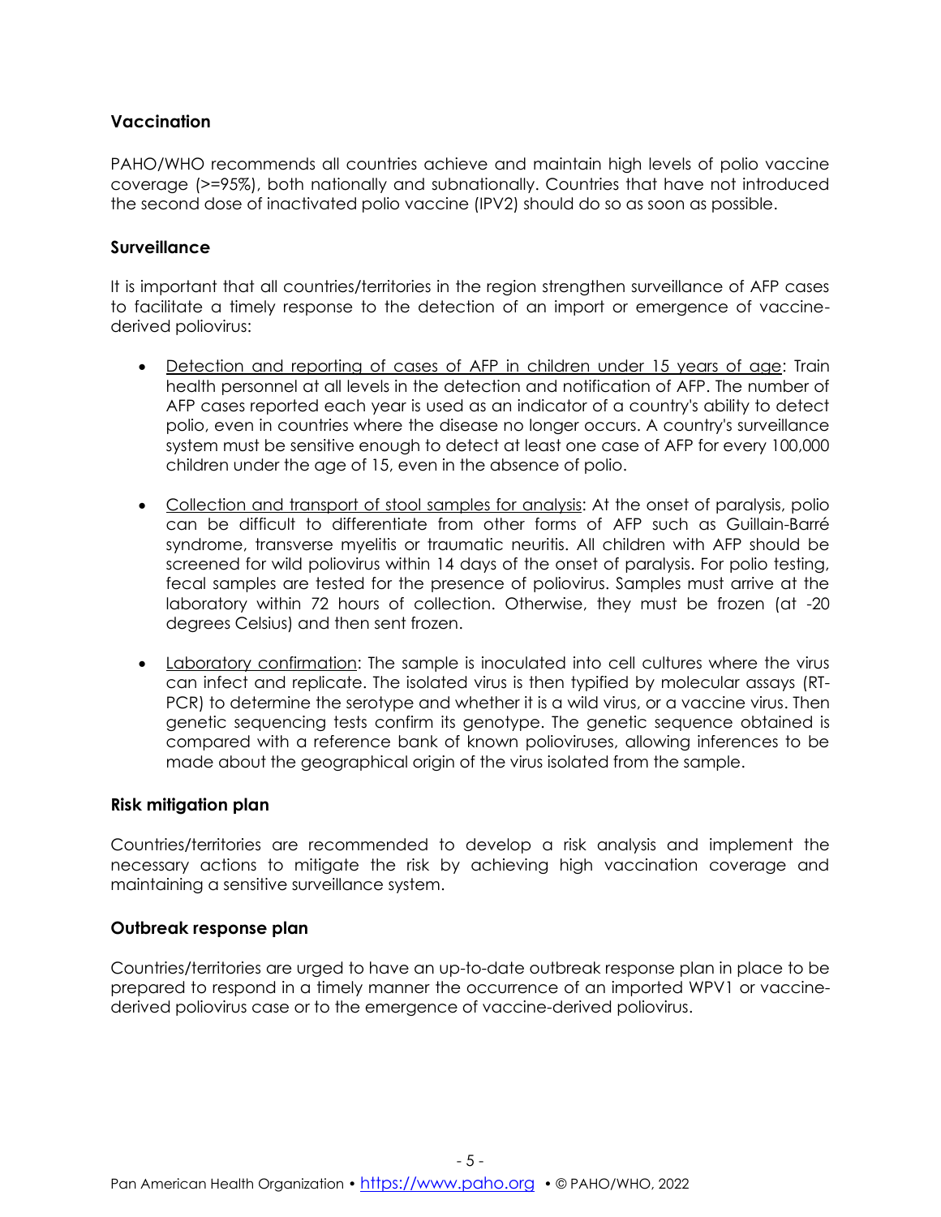**Vaccination**

PAHO/WHO recommends all countries achieve and maintain high levels of polio vaccine coverage (>=95%), both nationally and subnationally. Countries that have not introduced the second dose of inactivated polio vaccine (IPV2) should do so as soon as possible.

**Surveillance**

It is important that all countries/territories in the region strengthen surveillance of AFP cases to facilitate a timely response to the detection of an import or emergence of vaccine-derived poliovirus:

- Detection and reporting of cases of AFP in children under 15 years of age: Train health personnel at all levels in the detection and notification of AFP. The number of AFP cases reported each year is used as an indicator of a country's ability to detect polio, even in countries where the disease no longer occurs. A country's surveillance system must be sensitive enough to detect at least one case of AFP for every 100,000 children under the age of 15, even in the absence of polio.

- Collection and transport of stool samples for analysis: At the onset of paralysis, polio can be difficult to differentiate from other forms of AFP such as Guillain-Barré syndrome, transverse myelitis or traumatic neuritis. All children with AFP should be screened for wild poliovirus within 14 days of the onset of paralysis. For polio testing, fecal samples are tested for the presence of poliovirus. Samples must arrive at the laboratory within 72 hours of collection. Otherwise, they must be frozen (at -20 degrees Celsius) and then sent frozen.

- Laboratory confirmation: The sample is inoculated into cell cultures where the virus can infect and replicate. The isolated virus is then typified by molecular assays (RT-PCR) to determine the serotype and whether it is a wild virus, or a vaccine virus. Then genetic sequencing tests confirm its genotype. The genetic sequence obtained is compared with a reference bank of known polioviruses, allowing inferences to be made about the geographical origin of the virus isolated from the sample.

**Risk mitigation plan**

Countries/territories are recommended to develop a risk analysis and implement the necessary actions to mitigate the risk by achieving high vaccination coverage and maintaining a sensitive surveillance system.

**Outbreak response plan**

Countries/territories are urged to have an up-to-date outbreak response plan in place to be prepared to respond in a timely manner the occurrence of an imported WPV1 or vaccine-derived poliovirus case or to the emergence of vaccine-derived poliovirus.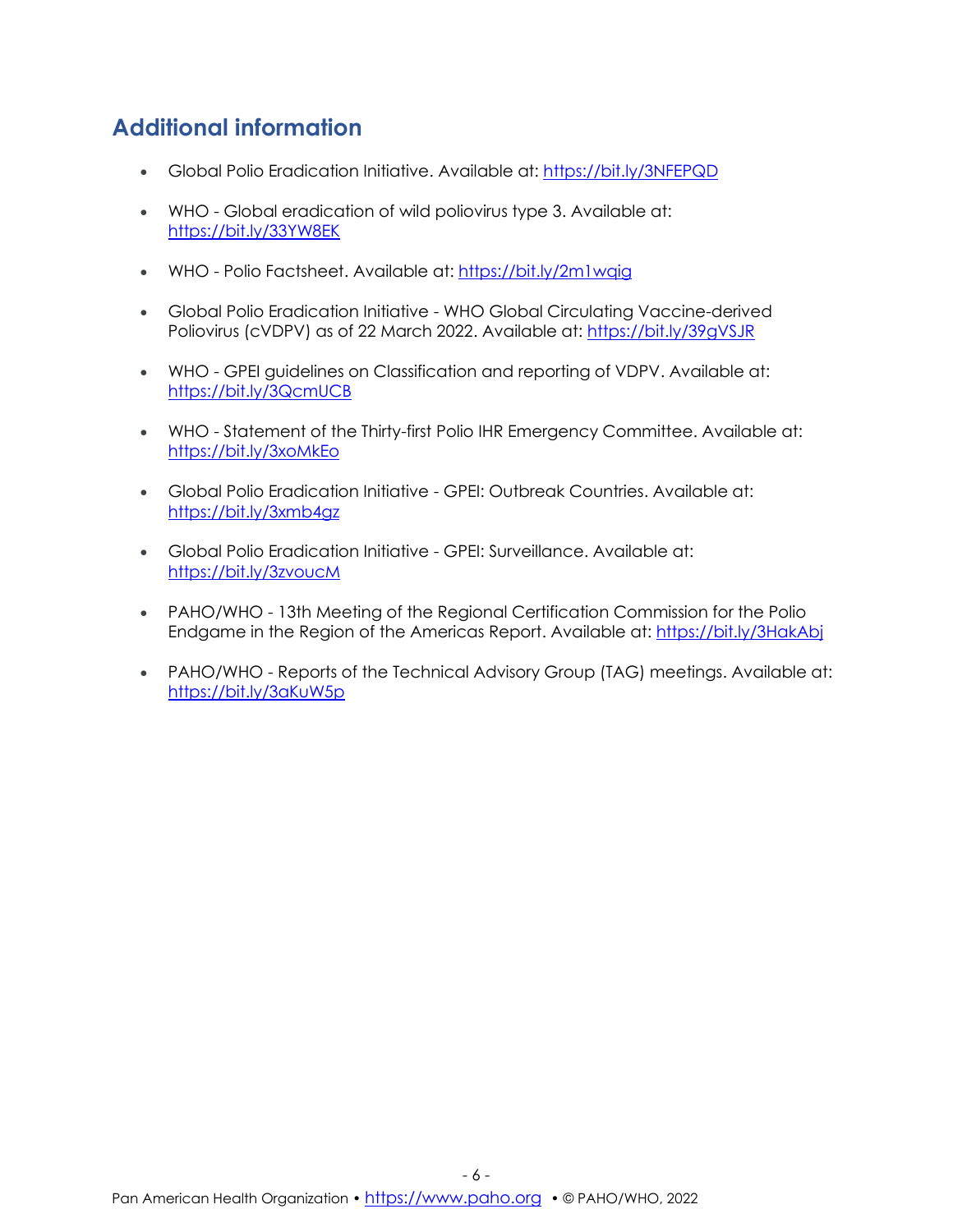## Additional information

- Global Polio Eradication Initiative. Available at: https://bit.ly/3NFEPQD
- WHO - Global eradication of wild poliovirus type 3. Available at: https://bit.ly/33YW8EK
- WHO - Polio Factsheet. Available at: https://bit.ly/2m1wqig
- Global Polio Eradication Initiative - WHO Global Circulating Vaccine-derived Poliovirus (cVDPV) as of 22 March 2022. Available at: https://bit.ly/39gVSJR
- WHO - GPEI guidelines on Classification and reporting of VDPV. Available at: https://bit.ly/3QcmUCB
- WHO - Statement of the Thirty-first Polio IHR Emergency Committee. Available at: https://bit.ly/3xoMkEo
- Global Polio Eradication Initiative - GPEI: Outbreak Countries. Available at: https://bit.ly/3xmb4gz
- Global Polio Eradication Initiative - GPEI: Surveillance. Available at: https://bit.ly/3zvoucM
- PAHO/WHO - 13th Meeting of the Regional Certification Commission for the Polio Endgame in the Region of the Americas Report. Available at: https://bit.ly/3HakAbj
- PAHO/WHO - Reports of the Technical Advisory Group (TAG) meetings. Available at: https://bit.ly/3aKuW5p